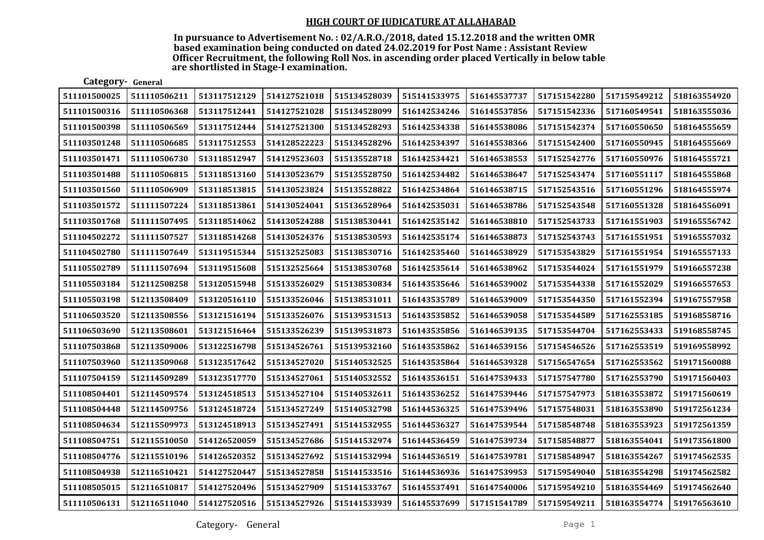## HIGH COURT OF JUDICATURE AT ALLAHABAD

**In pursuance to Advertisement No. : 02/A.R.O./2018, dated 15.12.2018 and the written OMR based examination being conducted on dated 24.02.2019 for Post Name : Assistant Review Officer Recruitment, the following Roll Nos. in ascending order placed Vertically in below table are shortlisted in Stage-I examination.**

**Category- General**

| | | | | | | | | | |
|---|---|---|---|---|---|---|---|---|---|
| 511101500025 | 511110506211 | 513117512129 | 514127521018 | 515134528039 | 515141533975 | 516145537737 | 517151542280 | 517159549212 | 518163554920 |
| 511101500316 | 511110506368 | 513117512441 | 514127521028 | 515134528099 | 516142534246 | 516145537856 | 517151542336 | 517160549541 | 518163555036 |
| 511101500398 | 511110506569 | 513117512444 | 514127521300 | 515134528293 | 516142534338 | 516145538086 | 517151542374 | 517160550650 | 518164555659 |
| 511103501248 | 511110506685 | 513117512553 | 514128522223 | 515134528296 | 516142534397 | 516145538366 | 517151542400 | 517160550945 | 518164555669 |
| 511103501471 | 511110506730 | 513118512947 | 514129523603 | 515135528718 | 516142534421 | 516146538553 | 517152542776 | 517160550976 | 518164555721 |
| 511103501488 | 511110506815 | 513118513160 | 514130523679 | 515135528750 | 516142534482 | 516146538647 | 517152543474 | 517160551117 | 518164555868 |
| 511103501560 | 511110506909 | 513118513815 | 514130523824 | 515135528822 | 516142534864 | 516146538715 | 517152543516 | 517160551296 | 518164555974 |
| 511103501572 | 511111507224 | 513118513861 | 514130524041 | 515136528964 | 516142535031 | 516146538786 | 517152543548 | 517160551328 | 518164556091 |
| 511103501768 | 511111507495 | 513118514062 | 514130524288 | 515138530441 | 516142535142 | 516146538810 | 517152543733 | 517161551903 | 519165556742 |
| 511104502272 | 511111507527 | 513118514268 | 514130524376 | 515138530593 | 516142535174 | 516146538873 | 517152543743 | 517161551951 | 519165557032 |
| 511104502780 | 511111507649 | 513119515344 | 515132525083 | 515138530716 | 516142535460 | 516146538929 | 517153543829 | 517161551954 | 519165557133 |
| 511105502789 | 511111507694 | 513119515608 | 515132525664 | 515138530768 | 516142535614 | 516146538962 | 517153544024 | 517161551979 | 519166557238 |
| 511105503184 | 512112508258 | 513120515948 | 515133526029 | 515138530834 | 516143535646 | 516146539002 | 517153544338 | 517161552029 | 519166557653 |
| 511105503198 | 512113508409 | 513120516110 | 515133526046 | 515138531011 | 516143535789 | 516146539009 | 517153544350 | 517161552394 | 519167557958 |
| 511106503520 | 512113508556 | 513121516194 | 515133526076 | 515139531513 | 516143535852 | 516146539058 | 517153544589 | 517162553185 | 519168558716 |
| 511106503690 | 512113508601 | 513121516464 | 515133526239 | 515139531873 | 516143535856 | 516146539135 | 517153544704 | 517162553433 | 519168558745 |
| 511107503868 | 512113509006 | 513122516798 | 515134526761 | 515139532160 | 516143535862 | 516146539156 | 517154546526 | 517162553519 | 519169558992 |
| 511107503960 | 512113509068 | 513123517642 | 515134527020 | 515140532525 | 516143535864 | 516146539328 | 517156547654 | 517162553562 | 519171560088 |
| 511107504159 | 512114509289 | 513123517770 | 515134527061 | 515140532552 | 516143536151 | 516147539433 | 517157547780 | 517162553790 | 519171560403 |
| 511108504401 | 512114509574 | 513124518513 | 515134527104 | 515140532611 | 516143536252 | 516147539446 | 517157547973 | 518163553872 | 519171560619 |
| 511108504448 | 512114509756 | 513124518724 | 515134527249 | 515140532798 | 516144536325 | 516147539496 | 517157548031 | 518163553890 | 519172561234 |
| 511108504634 | 512115509973 | 513124518913 | 515134527491 | 515141532955 | 516144536327 | 516147539544 | 517158548748 | 518163553923 | 519172561359 |
| 511108504751 | 512115510050 | 514126520059 | 515134527686 | 515141532974 | 516144536459 | 516147539734 | 517158548877 | 518163554041 | 519173561800 |
| 511108504776 | 512115510196 | 514126520352 | 515134527692 | 515141532994 | 516144536519 | 516147539781 | 517158548947 | 518163554267 | 519174562535 |
| 511108504938 | 512116510421 | 514127520447 | 515134527858 | 515141533516 | 516144536936 | 516147539953 | 517159549040 | 518163554298 | 519174562582 |
| 511108505015 | 512116510817 | 514127520496 | 515134527909 | 515141533767 | 516145537491 | 516147540006 | 517159549210 | 518163554469 | 519174562640 |
| 511110506131 | 512116511040 | 514127520516 | 515134527926 | 515141533939 | 516145537699 | 517151541789 | 517159549211 | 518163554774 | 519176563610 |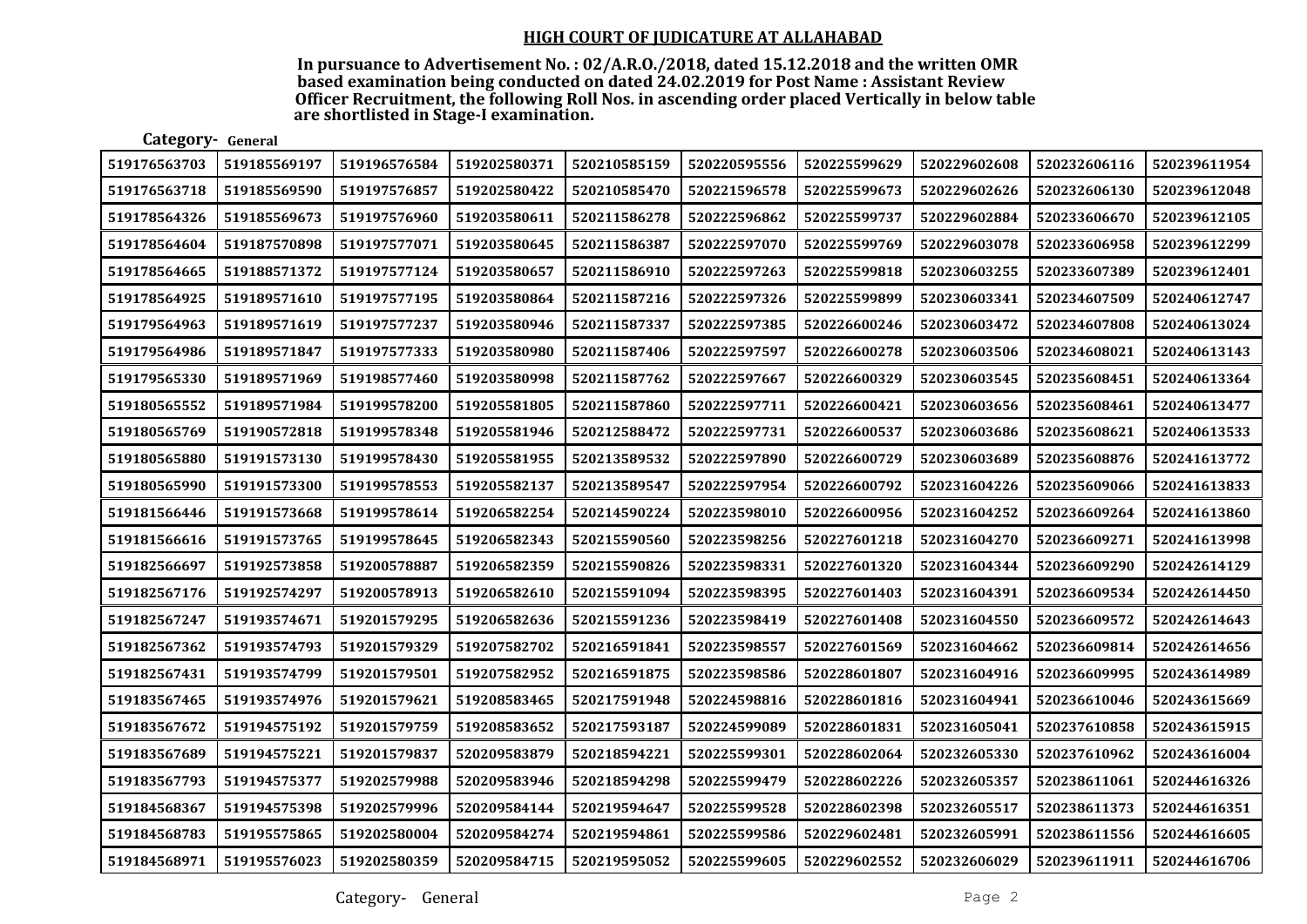## HIGH COURT OF JUDICATURE AT ALLAHABAD

**In pursuance to Advertisement No. : 02/A.R.O./2018, dated 15.12.2018 and the written OMR based examination being conducted on dated 24.02.2019 for Post Name : Assistant Review Officer Recruitment, the following Roll Nos. in ascending order placed Vertically in below table are shortlisted in Stage-I examination.**

**Category- General**

| | | | | | | | | | |
|---|---|---|---|---|---|---|---|---|---|
| 519176563703 | 519185569197 | 519196576584 | 519202580371 | 520210585159 | 520220595556 | 520225599629 | 520229602608 | 520232606116 | 520239611954 |
| 519176563718 | 519185569590 | 519197576857 | 519202580422 | 520210585470 | 520221596578 | 520225599673 | 520229602626 | 520232606130 | 520239612048 |
| 519178564326 | 519185569673 | 519197576960 | 519203580611 | 520211586278 | 520222596862 | 520225599737 | 520229602884 | 520233606670 | 520239612105 |
| 519178564604 | 519187570898 | 519197577071 | 519203580645 | 520211586387 | 520222597070 | 520225599769 | 520229603078 | 520233606958 | 520239612299 |
| 519178564665 | 519188571372 | 519197577124 | 519203580657 | 520211586910 | 520222597263 | 520225599818 | 520230603255 | 520233607389 | 520239612401 |
| 519178564925 | 519189571610 | 519197577195 | 519203580864 | 520211587216 | 520222597326 | 520225599899 | 520230603341 | 520234607509 | 520240612747 |
| 519179564963 | 519189571619 | 519197577237 | 519203580946 | 520211587337 | 520222597385 | 520226600246 | 520230603472 | 520234607808 | 520240613024 |
| 519179564986 | 519189571847 | 519197577333 | 519203580980 | 520211587406 | 520222597597 | 520226600278 | 520230603506 | 520234608021 | 520240613143 |
| 519179565330 | 519189571969 | 519198577460 | 519203580998 | 520211587762 | 520222597667 | 520226600329 | 520230603545 | 520235608451 | 520240613364 |
| 519180565552 | 519189571984 | 519199578200 | 519205581805 | 520211587860 | 520222597711 | 520226600421 | 520230603656 | 520235608461 | 520240613477 |
| 519180565769 | 519190572818 | 519199578348 | 519205581946 | 520212588472 | 520222597731 | 520226600537 | 520230603686 | 520235608621 | 520240613533 |
| 519180565880 | 519191573130 | 519199578430 | 519205581955 | 520213589532 | 520222597890 | 520226600729 | 520230603689 | 520235608876 | 520241613772 |
| 519180565990 | 519191573300 | 519199578553 | 519205582137 | 520213589547 | 520222597954 | 520226600792 | 520231604226 | 520235609066 | 520241613833 |
| 519181566446 | 519191573668 | 519199578614 | 519206582254 | 520214590224 | 520223598010 | 520226600956 | 520231604252 | 520236609264 | 520241613860 |
| 519181566616 | 519191573765 | 519199578645 | 519206582343 | 520215590560 | 520223598256 | 520227601218 | 520231604270 | 520236609271 | 520241613998 |
| 519182566697 | 519192573858 | 519200578887 | 519206582359 | 520215590826 | 520223598331 | 520227601320 | 520231604344 | 520236609290 | 520242614129 |
| 519182567176 | 519192574297 | 519200578913 | 519206582610 | 520215591094 | 520223598395 | 520227601403 | 520231604391 | 520236609534 | 520242614450 |
| 519182567247 | 519193574671 | 519201579295 | 519206582636 | 520215591236 | 520223598419 | 520227601408 | 520231604550 | 520236609572 | 520242614643 |
| 519182567362 | 519193574793 | 519201579329 | 519207582702 | 520216591841 | 520223598557 | 520227601569 | 520231604662 | 520236609814 | 520242614656 |
| 519182567431 | 519193574799 | 519201579501 | 519207582952 | 520216591875 | 520223598586 | 520228601807 | 520231604916 | 520236609995 | 520243614989 |
| 519183567465 | 519193574976 | 519201579621 | 519208583465 | 520217591948 | 520224598816 | 520228601816 | 520231604941 | 520236610046 | 520243615669 |
| 519183567672 | 519194575192 | 519201579759 | 519208583652 | 520217593187 | 520224599089 | 520228601831 | 520231605041 | 520237610858 | 520243615915 |
| 519183567689 | 519194575221 | 519201579837 | 520209583879 | 520218594221 | 520225599301 | 520228602064 | 520232605330 | 520237610962 | 520243616004 |
| 519183567793 | 519194575377 | 519202579988 | 520209583946 | 520218594298 | 520225599479 | 520228602226 | 520232605357 | 520238611061 | 520244616326 |
| 519184568367 | 519194575398 | 519202579996 | 520209584144 | 520219594647 | 520225599528 | 520228602398 | 520232605517 | 520238611373 | 520244616351 |
| 519184568783 | 519195575865 | 519202580004 | 520209584274 | 520219594861 | 520225599586 | 520229602481 | 520232605991 | 520238611556 | 520244616605 |
| 519184568971 | 519195576023 | 519202580359 | 520209584715 | 520219595052 | 520225599605 | 520229602552 | 520232606029 | 520239611911 | 520244616706 |

Category- General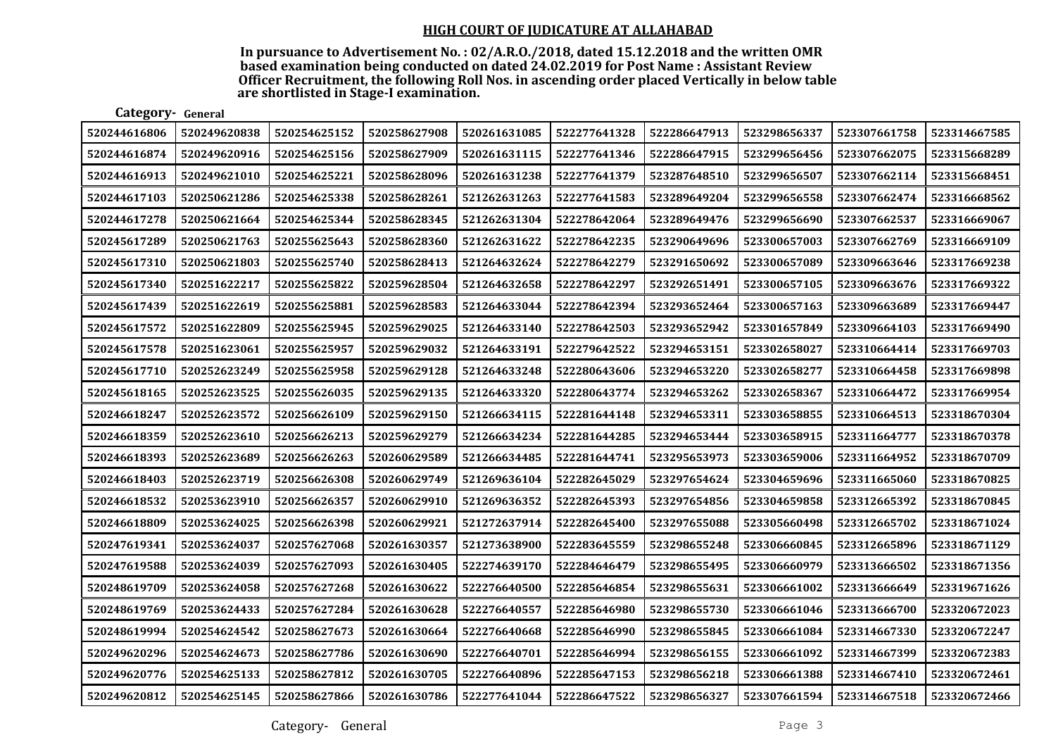## HIGH COURT OF JUDICATURE AT ALLAHABAD

**In pursuance to Advertisement No. : 02/A.R.O./2018, dated 15.12.2018 and the written OMR based examination being conducted on dated 24.02.2019 for Post Name : Assistant Review Officer Recruitment, the following Roll Nos. in ascending order placed Vertically in below table are shortlisted in Stage-I examination.**

**Category- General**

| | | | | | | | | | |
|---|---|---|---|---|---|---|---|---|---|
| 520244616806 | 520249620838 | 520254625152 | 520258627908 | 520261631085 | 522277641328 | 522286647913 | 523298656337 | 523307661758 | 523314667585 |
| 520244616874 | 520249620916 | 520254625156 | 520258627909 | 520261631115 | 522277641346 | 522286647915 | 523299656456 | 523307662075 | 523315668289 |
| 520244616913 | 520249621010 | 520254625221 | 520258628096 | 520261631238 | 522277641379 | 523287648510 | 523299656507 | 523307662114 | 523315668451 |
| 520244617103 | 520250621286 | 520254625338 | 520258628261 | 521262631263 | 522277641583 | 523289649204 | 523299656558 | 523307662474 | 523316668562 |
| 520244617278 | 520250621664 | 520254625344 | 520258628345 | 521262631304 | 522278642064 | 523289649476 | 523299656690 | 523307662537 | 523316669067 |
| 520245617289 | 520250621763 | 520255625643 | 520258628360 | 521262631622 | 522278642235 | 523290649696 | 523300657003 | 523307662769 | 523316669109 |
| 520245617310 | 520250621803 | 520255625740 | 520258628413 | 521264632624 | 522278642279 | 523291650692 | 523300657089 | 523309663646 | 523317669238 |
| 520245617340 | 520251622217 | 520255625822 | 520259628504 | 521264632658 | 522278642297 | 523292651491 | 523300657105 | 523309663676 | 523317669322 |
| 520245617439 | 520251622619 | 520255625881 | 520259628583 | 521264633044 | 522278642394 | 523293652464 | 523300657163 | 523309663689 | 523317669447 |
| 520245617572 | 520251622809 | 520255625945 | 520259629025 | 521264633140 | 522278642503 | 523293652942 | 523301657849 | 523309664103 | 523317669490 |
| 520245617578 | 520251623061 | 520255625957 | 520259629032 | 521264633191 | 522279642522 | 523294653151 | 523302658027 | 523310664414 | 523317669703 |
| 520245617710 | 520252623249 | 520255625958 | 520259629128 | 521264633248 | 522280643606 | 523294653220 | 523302658277 | 523310664458 | 523317669898 |
| 520245618165 | 520252623525 | 520255626035 | 520259629135 | 521264633320 | 522280643774 | 523294653262 | 523302658367 | 523310664472 | 523317669954 |
| 520246618247 | 520252623572 | 520256626109 | 520259629150 | 521266634115 | 522281644148 | 523294653311 | 523303658855 | 523310664513 | 523318670304 |
| 520246618359 | 520252623610 | 520256626213 | 520259629279 | 521266634234 | 522281644285 | 523294653444 | 523303658915 | 523311664777 | 523318670378 |
| 520246618393 | 520252623689 | 520256626263 | 520260629589 | 521266634485 | 522281644741 | 523295653973 | 523303659006 | 523311664952 | 523318670709 |
| 520246618403 | 520252623719 | 520256626308 | 520260629749 | 521269636104 | 522282645029 | 523297654624 | 523304659696 | 523311665060 | 523318670825 |
| 520246618532 | 520253623910 | 520256626357 | 520260629910 | 521269636352 | 522282645393 | 523297654856 | 523304659858 | 523312665392 | 523318670845 |
| 520246618809 | 520253624025 | 520256626398 | 520260629921 | 521272637914 | 522282645400 | 523297655088 | 523305660498 | 523312665702 | 523318671024 |
| 520247619341 | 520253624037 | 520257627068 | 520261630357 | 521273638900 | 522283645559 | 523298655248 | 523306660845 | 523312665896 | 523318671129 |
| 520247619588 | 520253624039 | 520257627093 | 520261630405 | 522274639170 | 522284646479 | 523298655495 | 523306660979 | 523313666502 | 523318671356 |
| 520248619709 | 520253624058 | 520257627268 | 520261630622 | 522276640500 | 522285646854 | 523298655631 | 523306661002 | 523313666649 | 523319671626 |
| 520248619769 | 520253624433 | 520257627284 | 520261630628 | 522276640557 | 522285646980 | 523298655730 | 523306661046 | 523313666700 | 523320672023 |
| 520248619994 | 520254624542 | 520258627673 | 520261630664 | 522276640668 | 522285646990 | 523298655845 | 523306661084 | 523314667330 | 523320672247 |
| 520249620296 | 520254624673 | 520258627786 | 520261630690 | 522276640701 | 522285646994 | 523298656155 | 523306661092 | 523314667399 | 523320672383 |
| 520249620776 | 520254625133 | 520258627812 | 520261630705 | 522276640896 | 522285647153 | 523298656218 | 523306661388 | 523314667410 | 523320672461 |
| 520249620812 | 520254625145 | 520258627866 | 520261630786 | 522277641044 | 522286647522 | 523298656327 | 523307661594 | 523314667518 | 523320672466 |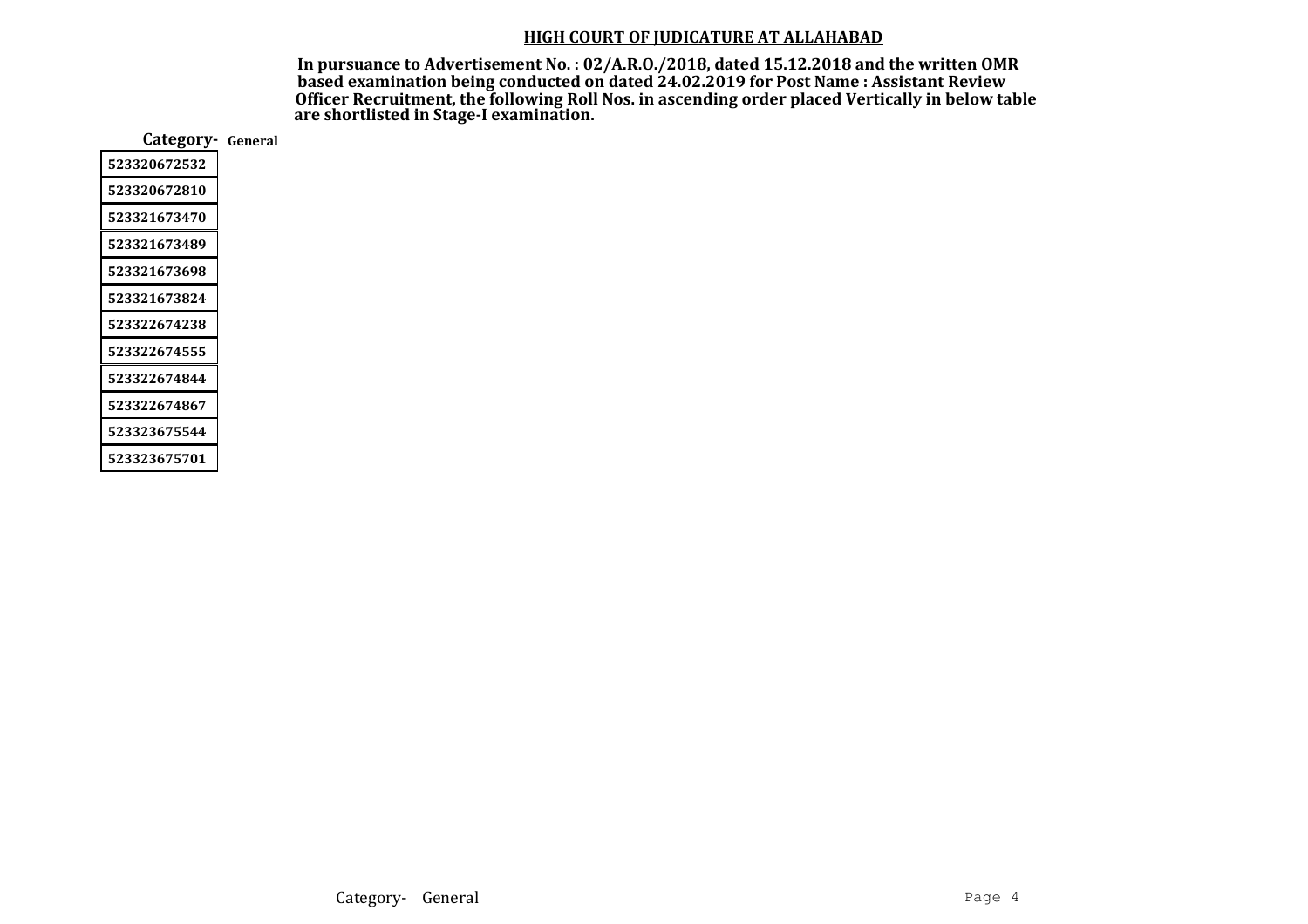**HIGH COURT OF JUDICATURE AT ALLAHABAD**

**In pursuance to Advertisement No. : 02/A.R.O./2018, dated 15.12.2018 and the written OMR based examination being conducted on dated 24.02.2019 for Post Name : Assistant Review Officer Recruitment, the following Roll Nos. in ascending order placed Vertically in below table are shortlisted in Stage-I examination.**

**Category- General**

| |
|---|
| 523320672532 |
| 523320672810 |
| 523321673470 |
| 523321673489 |
| 523321673698 |
| 523321673824 |
| 523322674238 |
| 523322674555 |
| 523322674844 |
| 523322674867 |
| 523323675544 |
| 523323675701 |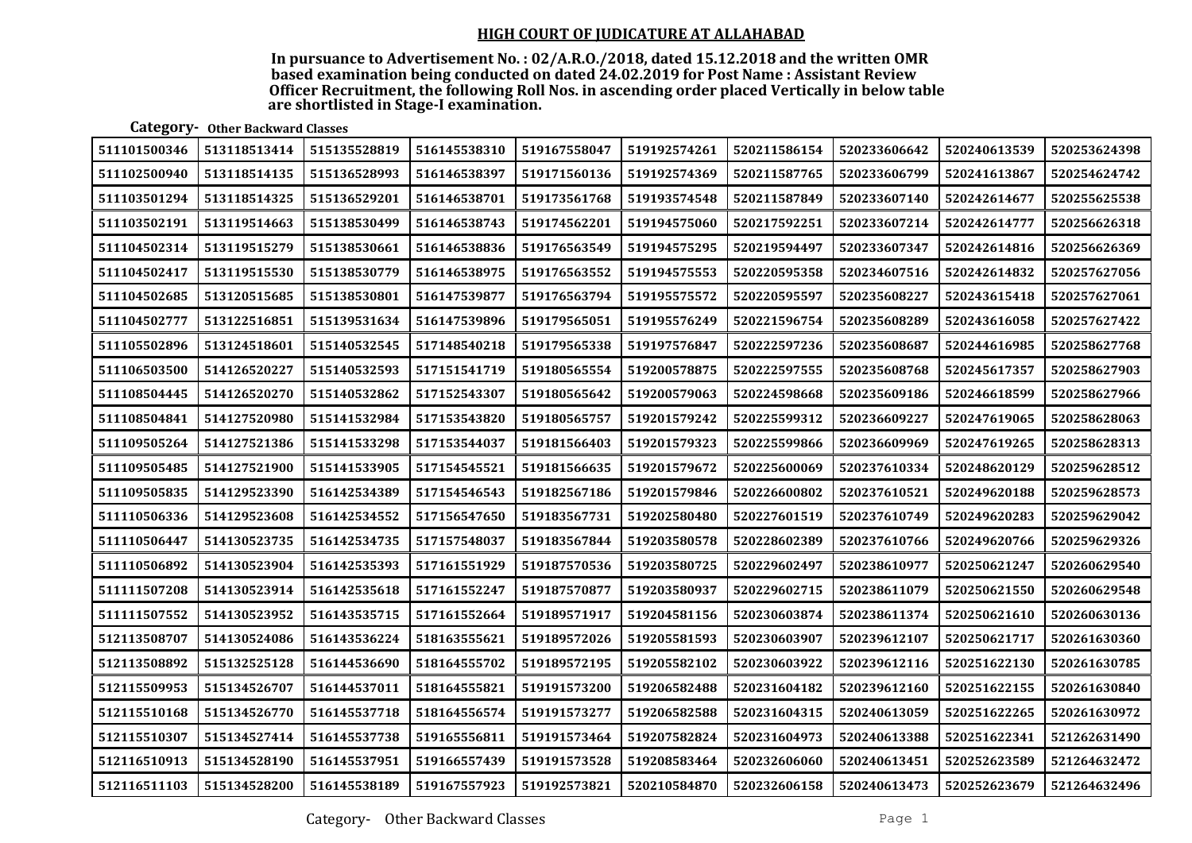## HIGH COURT OF JUDICATURE AT ALLAHABAD

**In pursuance to Advertisement No. : 02/A.R.O./2018, dated 15.12.2018 and the written OMR based examination being conducted on dated 24.02.2019 for Post Name : Assistant Review Officer Recruitment, the following Roll Nos. in ascending order placed Vertically in below table are shortlisted in Stage-I examination.**

**Category- Other Backward Classes**

| | | | | | | | | | |
|---|---|---|---|---|---|---|---|---|---|
| 511101500346 | 513118513414 | 515135528819 | 516145538310 | 519167558047 | 519192574261 | 520211586154 | 520233606642 | 520240613539 | 520253624398 |
| 511102500940 | 513118514135 | 515136528993 | 516146538397 | 519171560136 | 519192574369 | 520211587765 | 520233606799 | 520241613867 | 520254624742 |
| 511103501294 | 513118514325 | 515136529201 | 516146538701 | 519173561768 | 519193574548 | 520211587849 | 520233607140 | 520242614677 | 520255625538 |
| 511103502191 | 513119514663 | 515138530499 | 516146538743 | 519174562201 | 519194575060 | 520217592251 | 520233607214 | 520242614777 | 520256626318 |
| 511104502314 | 513119515279 | 515138530661 | 516146538836 | 519176563549 | 519194575295 | 520219594497 | 520233607347 | 520242614816 | 520256626369 |
| 511104502417 | 513119515530 | 515138530779 | 516146538975 | 519176563552 | 519194575553 | 520220595358 | 520234607516 | 520242614832 | 520257627056 |
| 511104502685 | 513120515685 | 515138530801 | 516147539877 | 519176563794 | 519195575572 | 520220595597 | 520235608227 | 520243615418 | 520257627061 |
| 511104502777 | 513122516851 | 515139531634 | 516147539896 | 519179565051 | 519195576249 | 520221596754 | 520235608289 | 520243616058 | 520257627422 |
| 511105502896 | 513124518601 | 515140532545 | 517148540218 | 519179565338 | 519197576847 | 520222597236 | 520235608687 | 520244616985 | 520258627768 |
| 511106503500 | 514126520227 | 515140532593 | 517151541719 | 519180565554 | 519200578875 | 520222597555 | 520235608768 | 520245617357 | 520258627903 |
| 511108504445 | 514126520270 | 515140532862 | 517152543307 | 519180565642 | 519200579063 | 520224598668 | 520235609186 | 520246618599 | 520258627966 |
| 511108504841 | 514127520980 | 515141532984 | 517153543820 | 519180565757 | 519201579242 | 520225599312 | 520236609227 | 520247619065 | 520258628063 |
| 511109505264 | 514127521386 | 515141533298 | 517153544037 | 519181566403 | 519201579323 | 520225599866 | 520236609969 | 520247619265 | 520258628313 |
| 511109505485 | 514127521900 | 515141533905 | 517154545521 | 519181566635 | 519201579672 | 520225600069 | 520237610334 | 520248620129 | 520259628512 |
| 511109505835 | 514129523390 | 516142534389 | 517154546543 | 519182567186 | 519201579846 | 520226600802 | 520237610521 | 520249620188 | 520259628573 |
| 511110506336 | 514129523608 | 516142534552 | 517156547650 | 519183567731 | 519202580480 | 520227601519 | 520237610749 | 520249620283 | 520259629042 |
| 511110506447 | 514130523735 | 516142534735 | 517157548037 | 519183567844 | 519203580578 | 520228602389 | 520237610766 | 520249620766 | 520259629326 |
| 511110506892 | 514130523904 | 516142535393 | 517161551929 | 519187570536 | 519203580725 | 520229602497 | 520238610977 | 520250621247 | 520260629540 |
| 511111507208 | 514130523914 | 516142535618 | 517161552247 | 519187570877 | 519203580937 | 520229602715 | 520238611079 | 520250621550 | 520260629548 |
| 511111507552 | 514130523952 | 516143535715 | 517161552664 | 519189571917 | 519204581156 | 520230603874 | 520238611374 | 520250621610 | 520260630136 |
| 512113508707 | 514130524086 | 516143536224 | 518163555621 | 519189572026 | 519205581593 | 520230603907 | 520239612107 | 520250621717 | 520261630360 |
| 512113508892 | 515132525128 | 516144536690 | 518164555702 | 519189572195 | 519205582102 | 520230603922 | 520239612116 | 520251622130 | 520261630785 |
| 512115509953 | 515134526707 | 516144537011 | 518164555821 | 519191573200 | 519206582488 | 520231604182 | 520239612160 | 520251622155 | 520261630840 |
| 512115510168 | 515134526770 | 516145537718 | 518164556574 | 519191573277 | 519206582588 | 520231604315 | 520240613059 | 520251622265 | 520261630972 |
| 512115510307 | 515134527414 | 516145537738 | 519165556811 | 519191573464 | 519207582824 | 520231604973 | 520240613388 | 520251622341 | 521262631490 |
| 512116510913 | 515134528190 | 516145537951 | 519166557439 | 519191573528 | 519208583464 | 520232606060 | 520240613451 | 520252623589 | 521264632472 |
| 512116511103 | 515134528200 | 516145538189 | 519167557923 | 519192573821 | 520210584870 | 520232606158 | 520240613473 | 520252623679 | 521264632496 |

Category- Other Backward Classes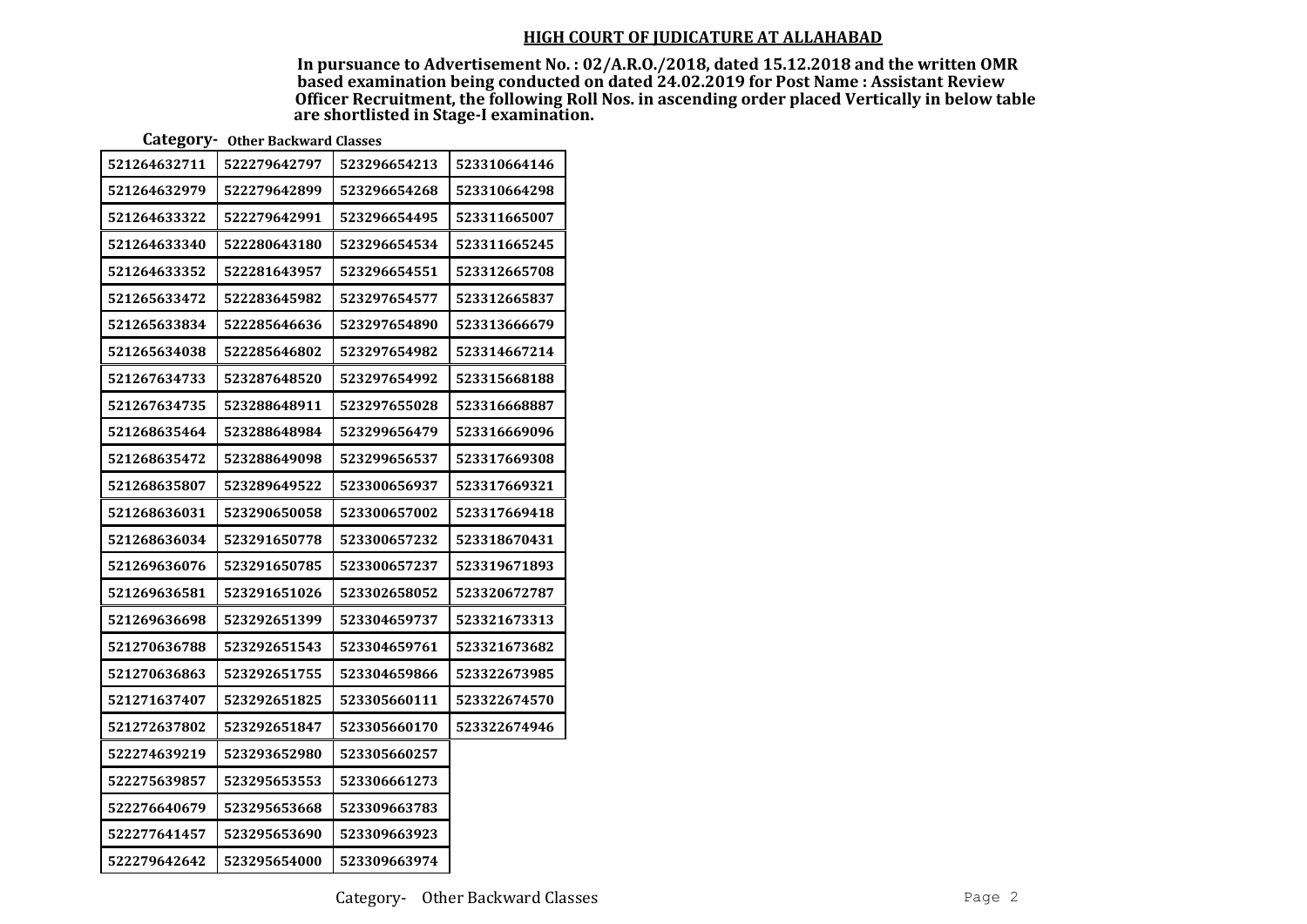## HIGH COURT OF JUDICATURE AT ALLAHABAD

**In pursuance to Advertisement No. : 02/A.R.O./2018, dated 15.12.2018 and the written OMR based examination being conducted on dated 24.02.2019 for Post Name : Assistant Review Officer Recruitment, the following Roll Nos. in ascending order placed Vertically in below table are shortlisted in Stage-I examination.**

**Category- Other Backward Classes**

| | | | |
|---|---|---|---|
| 521264632711 | 522279642797 | 523296654213 | 523310664146 |
| 521264632979 | 522279642899 | 523296654268 | 523310664298 |
| 521264633322 | 522279642991 | 523296654495 | 523311665007 |
| 521264633340 | 522280643180 | 523296654534 | 523311665245 |
| 521264633352 | 522281643957 | 523296654551 | 523312665708 |
| 521265633472 | 522283645982 | 523297654577 | 523312665837 |
| 521265633834 | 522285646636 | 523297654890 | 523313666679 |
| 521265634038 | 522285646802 | 523297654982 | 523314667214 |
| 521267634733 | 523287648520 | 523297654992 | 523315668188 |
| 521267634735 | 523288648911 | 523297655028 | 523316668887 |
| 521268635464 | 523288648984 | 523299656479 | 523316669096 |
| 521268635472 | 523288649098 | 523299656537 | 523317669308 |
| 521268635807 | 523289649522 | 523300656937 | 523317669321 |
| 521268636031 | 523290650058 | 523300657002 | 523317669418 |
| 521268636034 | 523291650778 | 523300657232 | 523318670431 |
| 521269636076 | 523291650785 | 523300657237 | 523319671893 |
| 521269636581 | 523291651026 | 523302658052 | 523320672787 |
| 521269636698 | 523292651399 | 523304659737 | 523321673313 |
| 521270636788 | 523292651543 | 523304659761 | 523321673682 |
| 521270636863 | 523292651755 | 523304659866 | 523322673985 |
| 521271637407 | 523292651825 | 523305660111 | 523322674570 |
| 521272637802 | 523292651847 | 523305660170 | 523322674946 |
| 522274639219 | 523293652980 | 523305660257 | |
| 522275639857 | 523295653553 | 523306661273 | |
| 522276640679 | 523295653668 | 523309663783 | |
| 522277641457 | 523295653690 | 523309663923 | |
| 522279642642 | 523295654000 | 523309663974 | |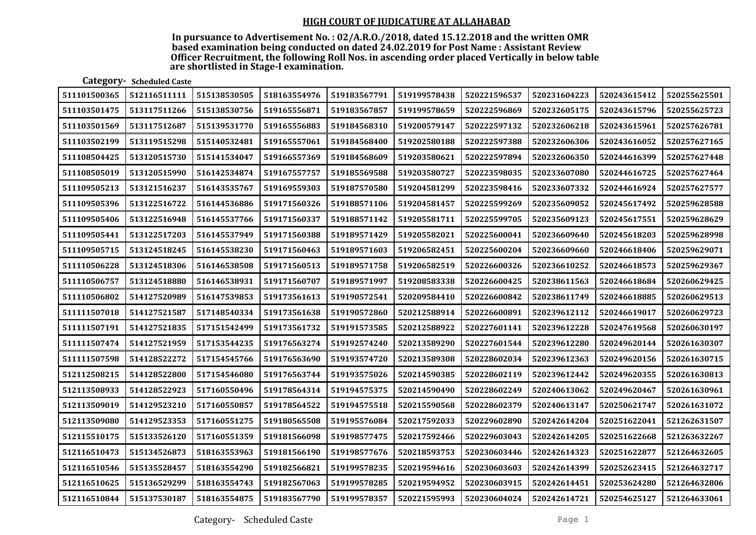## HIGH COURT OF JUDICATURE AT ALLAHABAD

**In pursuance to Advertisement No. : 02/A.R.O./2018, dated 15.12.2018 and the written OMR based examination being conducted on dated 24.02.2019 for Post Name : Assistant Review Officer Recruitment, the following Roll Nos. in ascending order placed Vertically in below table are shortlisted in Stage-I examination.**

**Category- Scheduled Caste**

| | | | | | | | | | |
|---|---|---|---|---|---|---|---|---|---|
| 511101500365 | 512116511111 | 515138530505 | 518163554976 | 519183567791 | 519199578438 | 520221596537 | 520231604223 | 520243615412 | 520255625501 |
| 511103501475 | 513117511266 | 515138530756 | 519165556871 | 519183567857 | 519199578659 | 520222596869 | 520232605175 | 520243615796 | 520255625723 |
| 511103501569 | 513117512687 | 515139531770 | 519165556883 | 519184568310 | 519200579147 | 520222597132 | 520232606218 | 520243615961 | 520257626781 |
| 511103502199 | 513119515298 | 515140532481 | 519165557061 | 519184568400 | 519202580188 | 520222597388 | 520232606306 | 520243616052 | 520257627165 |
| 511108504425 | 513120515730 | 515141534047 | 519166557369 | 519184568609 | 519203580621 | 520222597894 | 520232606350 | 520244616399 | 520257627448 |
| 511108505019 | 513120515990 | 516142534874 | 519167557757 | 519185569588 | 519203580727 | 520223598035 | 520233607080 | 520244616725 | 520257627464 |
| 511109505213 | 513121516237 | 516143535767 | 519169559303 | 519187570580 | 519204581299 | 520223598416 | 520233607332 | 520244616924 | 520257627577 |
| 511109505396 | 513122516722 | 516144536886 | 519171560326 | 519188571106 | 519204581457 | 520225599269 | 520235609052 | 520245617492 | 520259628588 |
| 511109505406 | 513122516948 | 516145537766 | 519171560337 | 519188571142 | 519205581711 | 520225599705 | 520235609123 | 520245617551 | 520259628629 |
| 511109505441 | 513122517203 | 516145537949 | 519171560388 | 519189571429 | 519205582021 | 520225600041 | 520236609640 | 520245618203 | 520259628998 |
| 511109505715 | 513124518245 | 516145538230 | 519171560463 | 519189571603 | 519206582451 | 520225600204 | 520236609660 | 520246618406 | 520259629071 |
| 511110506228 | 513124518306 | 516146538508 | 519171560513 | 519189571758 | 519206582519 | 520226600326 | 520236610252 | 520246618573 | 520259629367 |
| 511110506757 | 513124518880 | 516146538931 | 519171560707 | 519189571997 | 519208583338 | 520226600425 | 520238611563 | 520246618684 | 520260629425 |
| 511110506802 | 514127520989 | 516147539853 | 519173561613 | 519190572541 | 520209584410 | 520226600842 | 520238611749 | 520246618885 | 520260629513 |
| 511111507018 | 514127521587 | 517148540334 | 519173561638 | 519190572860 | 520212588914 | 520226600891 | 520239612112 | 520246619017 | 520260629723 |
| 511111507191 | 514127521835 | 517151542499 | 519173561732 | 519191573585 | 520212588922 | 520227601141 | 520239612228 | 520247619568 | 520260630197 |
| 511111507474 | 514127521959 | 517153544235 | 519176563274 | 519192574240 | 520213589290 | 520227601544 | 520239612280 | 520249620144 | 520261630307 |
| 511111507598 | 514128522272 | 517154545766 | 519176563690 | 519193574720 | 520213589308 | 520228602034 | 520239612363 | 520249620156 | 520261630715 |
| 512112508215 | 514128522800 | 517154546080 | 519176563744 | 519193575026 | 520214590385 | 520228602119 | 520239612442 | 520249620355 | 520261630813 |
| 512113508933 | 514128522923 | 517160550496 | 519178564314 | 519194575375 | 520214590490 | 520228602249 | 520240613062 | 520249620467 | 520261630961 |
| 512113509019 | 514129523210 | 517160550857 | 519178564522 | 519194575518 | 520215590568 | 520228602379 | 520240613147 | 520250621747 | 520261631072 |
| 512113509080 | 514129523353 | 517160551275 | 519180565508 | 519195576084 | 520217592033 | 520229602890 | 520242614204 | 520251622041 | 521262631507 |
| 512115510175 | 515133526120 | 517160551359 | 519181566098 | 519198577475 | 520217592466 | 520229603043 | 520242614205 | 520251622668 | 521263632267 |
| 512116510473 | 515134526873 | 518163553963 | 519181566190 | 519198577676 | 520218593753 | 520230603446 | 520242614323 | 520251622877 | 521264632605 |
| 512116510546 | 515135528457 | 518163554290 | 519182566821 | 519199578235 | 520219594616 | 520230603603 | 520242614399 | 520252623415 | 521264632717 |
| 512116510625 | 515136529299 | 518163554743 | 519182567063 | 519199578285 | 520219594952 | 520230603915 | 520242614451 | 520253624280 | 521264632806 |
| 512116510844 | 515137530187 | 518163554875 | 519183567790 | 519199578357 | 520221595993 | 520230604024 | 520242614721 | 520254625127 | 521264633061 |

Category- Scheduled Caste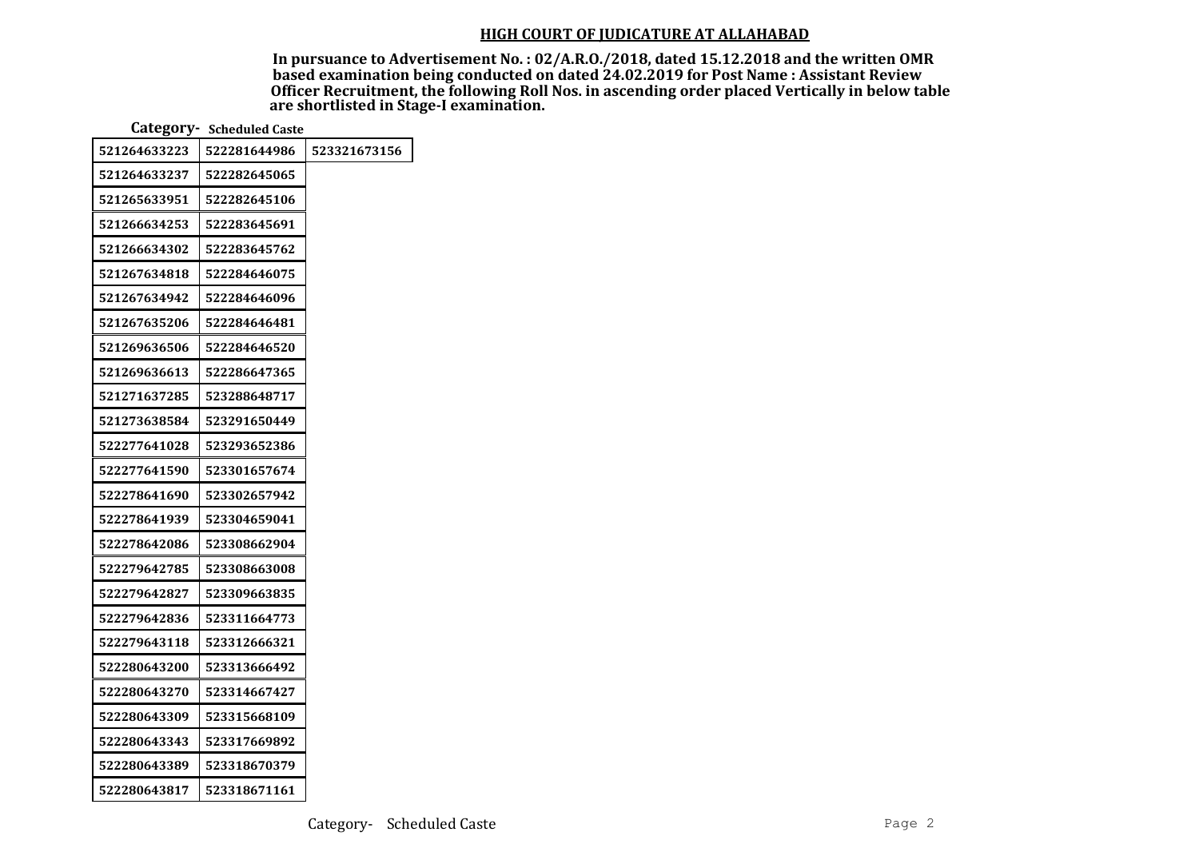## HIGH COURT OF JUDICATURE AT ALLAHABAD

**In pursuance to Advertisement No. : 02/A.R.O./2018, dated 15.12.2018 and the written OMR based examination being conducted on dated 24.02.2019 for Post Name : Assistant Review Officer Recruitment, the following Roll Nos. in ascending order placed Vertically in below table are shortlisted in Stage-I examination.**

**Category- Scheduled Caste**

| | | |
|---|---|---|
| 521264633223 | 522281644986 | 523321673156 |
| 521264633237 | 522282645065 | |
| 521265633951 | 522282645106 | |
| 521266634253 | 522283645691 | |
| 521266634302 | 522283645762 | |
| 521267634818 | 522284646075 | |
| 521267634942 | 522284646096 | |
| 521267635206 | 522284646481 | |
| 521269636506 | 522284646520 | |
| 521269636613 | 522286647365 | |
| 521271637285 | 523288648717 | |
| 521273638584 | 523291650449 | |
| 522277641028 | 523293652386 | |
| 522277641590 | 523301657674 | |
| 522278641690 | 523302657942 | |
| 522278641939 | 523304659041 | |
| 522278642086 | 523308662904 | |
| 522279642785 | 523308663008 | |
| 522279642827 | 523309663835 | |
| 522279642836 | 523311664773 | |
| 522279643118 | 523312666321 | |
| 522280643200 | 523313666492 | |
| 522280643270 | 523314667427 | |
| 522280643309 | 523315668109 | |
| 522280643343 | 523317669892 | |
| 522280643389 | 523318670379 | |
| 522280643817 | 523318671161 | |

Category- Scheduled Caste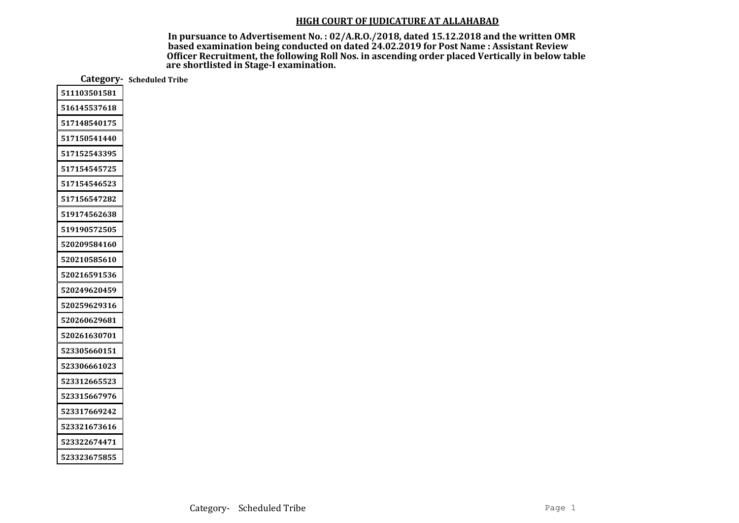# HIGH COURT OF JUDICATURE AT ALLAHABAD

**In pursuance to Advertisement No. : 02/A.R.O./2018, dated 15.12.2018 and the written OMR based examination being conducted on dated 24.02.2019 for Post Name : Assistant Review Officer Recruitment, the following Roll Nos. in ascending order placed Vertically in below table are shortlisted in Stage-I examination.**

**Category-** **Scheduled Tribe**

| |
|---|
| 511103501581 |
| 516145537618 |
| 517148540175 |
| 517150541440 |
| 517152543395 |
| 517154545725 |
| 517154546523 |
| 517156547282 |
| 519174562638 |
| 519190572505 |
| 520209584160 |
| 520210585610 |
| 520216591536 |
| 520249620459 |
| 520259629316 |
| 520260629681 |
| 520261630701 |
| 523305660151 |
| 523306661023 |
| 523312665523 |
| 523315667976 |
| 523317669242 |
| 523321673616 |
| 523322674471 |
| 523323675855 |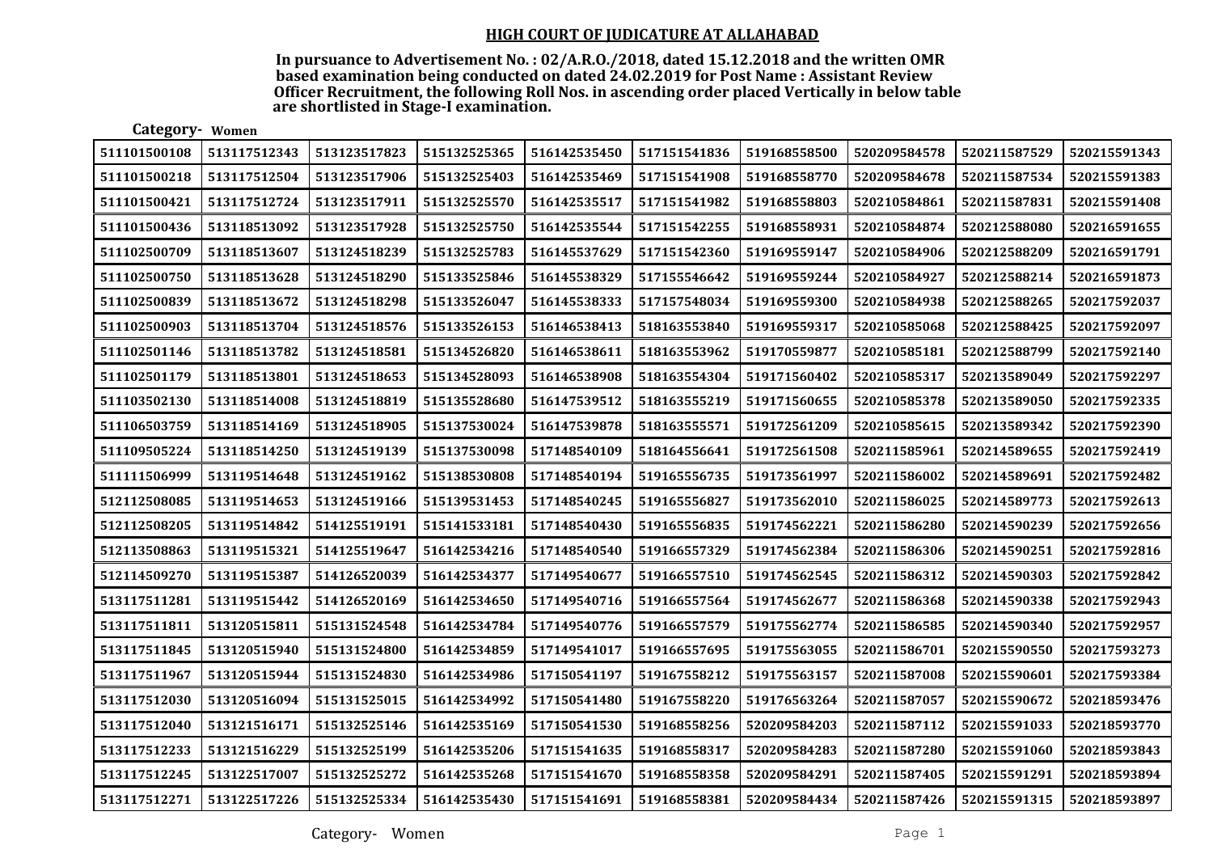## HIGH COURT OF JUDICATURE AT ALLAHABAD

**In pursuance to Advertisement No. : 02/A.R.O./2018, dated 15.12.2018 and the written OMR based examination being conducted on dated 24.02.2019 for Post Name : Assistant Review Officer Recruitment, the following Roll Nos. in ascending order placed Vertically in below table are shortlisted in Stage-I examination.**

**Category- Women**

| | | | | | | | | | |
|---|---|---|---|---|---|---|---|---|---|
| 511101500108 | 513117512343 | 513123517823 | 515132525365 | 516142535450 | 517151541836 | 519168558500 | 520209584578 | 520211587529 | 520215591343 |
| 511101500218 | 513117512504 | 513123517906 | 515132525403 | 516142535469 | 517151541908 | 519168558770 | 520209584678 | 520211587534 | 520215591383 |
| 511101500421 | 513117512724 | 513123517911 | 515132525570 | 516142535517 | 517151541982 | 519168558803 | 520210584861 | 520211587831 | 520215591408 |
| 511101500436 | 513118513092 | 513123517928 | 515132525750 | 516142535544 | 517151542255 | 519168558931 | 520210584874 | 520212588080 | 520216591655 |
| 511102500709 | 513118513607 | 513124518239 | 515132525783 | 516145537629 | 517151542360 | 519169559147 | 520210584906 | 520212588209 | 520216591791 |
| 511102500750 | 513118513628 | 513124518290 | 515133525846 | 516145538329 | 517155546642 | 519169559244 | 520210584927 | 520212588214 | 520216591873 |
| 511102500839 | 513118513672 | 513124518298 | 515133526047 | 516145538333 | 517157548034 | 519169559300 | 520210584938 | 520212588265 | 520217592037 |
| 511102500903 | 513118513704 | 513124518576 | 515133526153 | 516146538413 | 518163553840 | 519169559317 | 520210585068 | 520212588425 | 520217592097 |
| 511102501146 | 513118513782 | 513124518581 | 515134526820 | 516146538611 | 518163553962 | 519170559877 | 520210585181 | 520212588799 | 520217592140 |
| 511102501179 | 513118513801 | 513124518653 | 515134528093 | 516146538908 | 518163554304 | 519171560402 | 520210585317 | 520213589049 | 520217592297 |
| 511103502130 | 513118514008 | 513124518819 | 515135528680 | 516147539512 | 518163555219 | 519171560655 | 520210585378 | 520213589050 | 520217592335 |
| 511106503759 | 513118514169 | 513124518905 | 515137530024 | 516147539878 | 518163555571 | 519172561209 | 520210585615 | 520213589342 | 520217592390 |
| 511109505224 | 513118514250 | 513124519139 | 515137530098 | 517148540109 | 518164556641 | 519172561508 | 520211585961 | 520214589655 | 520217592419 |
| 511111506999 | 513119514648 | 513124519162 | 515138530808 | 517148540194 | 519165556735 | 519173561997 | 520211586002 | 520214589691 | 520217592482 |
| 512112508085 | 513119514653 | 513124519166 | 515139531453 | 517148540245 | 519165556827 | 519173562010 | 520211586025 | 520214589773 | 520217592613 |
| 512112508205 | 513119514842 | 514125519191 | 515141533181 | 517148540430 | 519165556835 | 519174562221 | 520211586280 | 520214590239 | 520217592656 |
| 512113508863 | 513119515321 | 514125519647 | 516142534216 | 517148540540 | 519166557329 | 519174562384 | 520211586306 | 520214590251 | 520217592816 |
| 512114509270 | 513119515387 | 514126520039 | 516142534377 | 517149540677 | 519166557510 | 519174562545 | 520211586312 | 520214590303 | 520217592842 |
| 513117511281 | 513119515442 | 514126520169 | 516142534650 | 517149540716 | 519166557564 | 519174562677 | 520211586368 | 520214590338 | 520217592943 |
| 513117511811 | 513120515811 | 515131524548 | 516142534784 | 517149540776 | 519166557579 | 519175562774 | 520211586585 | 520214590340 | 520217592957 |
| 513117511845 | 513120515940 | 515131524800 | 516142534859 | 517149541017 | 519166557695 | 519175563055 | 520211586701 | 520215590550 | 520217593273 |
| 513117511967 | 513120515944 | 515131524830 | 516142534986 | 517150541197 | 519167558212 | 519175563157 | 520211587008 | 520215590601 | 520217593384 |
| 513117512030 | 513120516094 | 515131525015 | 516142534992 | 517150541480 | 519167558220 | 519176563264 | 520211587057 | 520215590672 | 520218593476 |
| 513117512040 | 513121516171 | 515132525146 | 516142535169 | 517150541530 | 519168558256 | 520209584203 | 520211587112 | 520215591033 | 520218593770 |
| 513117512233 | 513121516229 | 515132525199 | 516142535206 | 517151541635 | 519168558317 | 520209584283 | 520211587280 | 520215591060 | 520218593843 |
| 513117512245 | 513122517007 | 515132525272 | 516142535268 | 517151541670 | 519168558358 | 520209584291 | 520211587405 | 520215591291 | 520218593894 |
| 513117512271 | 513122517226 | 515132525334 | 516142535430 | 517151541691 | 519168558381 | 520209584434 | 520211587426 | 520215591315 | 520218593897 |

Category- Women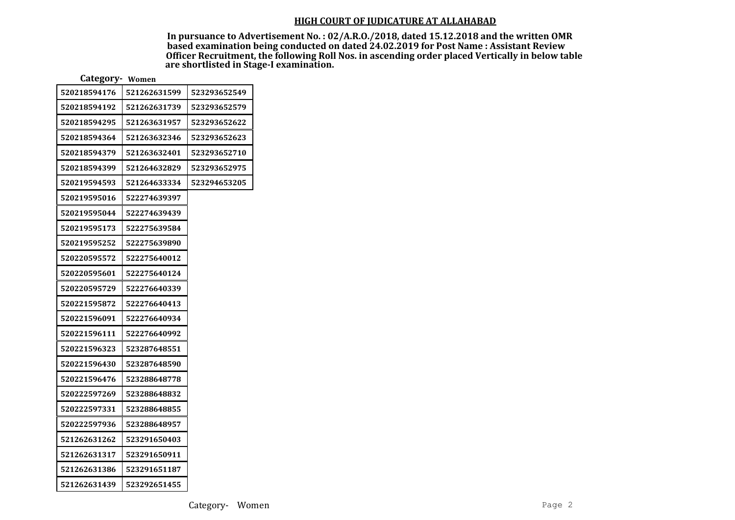## HIGH COURT OF JUDICATURE AT ALLAHABAD

**In pursuance to Advertisement No. : 02/A.R.O./2018, dated 15.12.2018 and the written OMR based examination being conducted on dated 24.02.2019 for Post Name : Assistant Review Officer Recruitment, the following Roll Nos. in ascending order placed Vertically in below table are shortlisted in Stage-I examination.**

**Category- Women**

| | | |
|---|---|---|
| 520218594176 | 521262631599 | 523293652549 |
| 520218594192 | 521262631739 | 523293652579 |
| 520218594295 | 521263631957 | 523293652622 |
| 520218594364 | 521263632346 | 523293652623 |
| 520218594379 | 521263632401 | 523293652710 |
| 520218594399 | 521264632829 | 523293652975 |
| 520219594593 | 521264633334 | 523294653205 |
| 520219595016 | 522274639397 | |
| 520219595044 | 522274639439 | |
| 520219595173 | 522275639584 | |
| 520219595252 | 522275639890 | |
| 520220595572 | 522275640012 | |
| 520220595601 | 522275640124 | |
| 520220595729 | 522276640339 | |
| 520221595872 | 522276640413 | |
| 520221596091 | 522276640934 | |
| 520221596111 | 522276640992 | |
| 520221596323 | 523287648551 | |
| 520221596430 | 523287648590 | |
| 520221596476 | 523288648778 | |
| 520222597269 | 523288648832 | |
| 520222597331 | 523288648855 | |
| 520222597936 | 523288648957 | |
| 521262631262 | 523291650403 | |
| 521262631317 | 523291650911 | |
| 521262631386 | 523291651187 | |
| 521262631439 | 523292651455 | |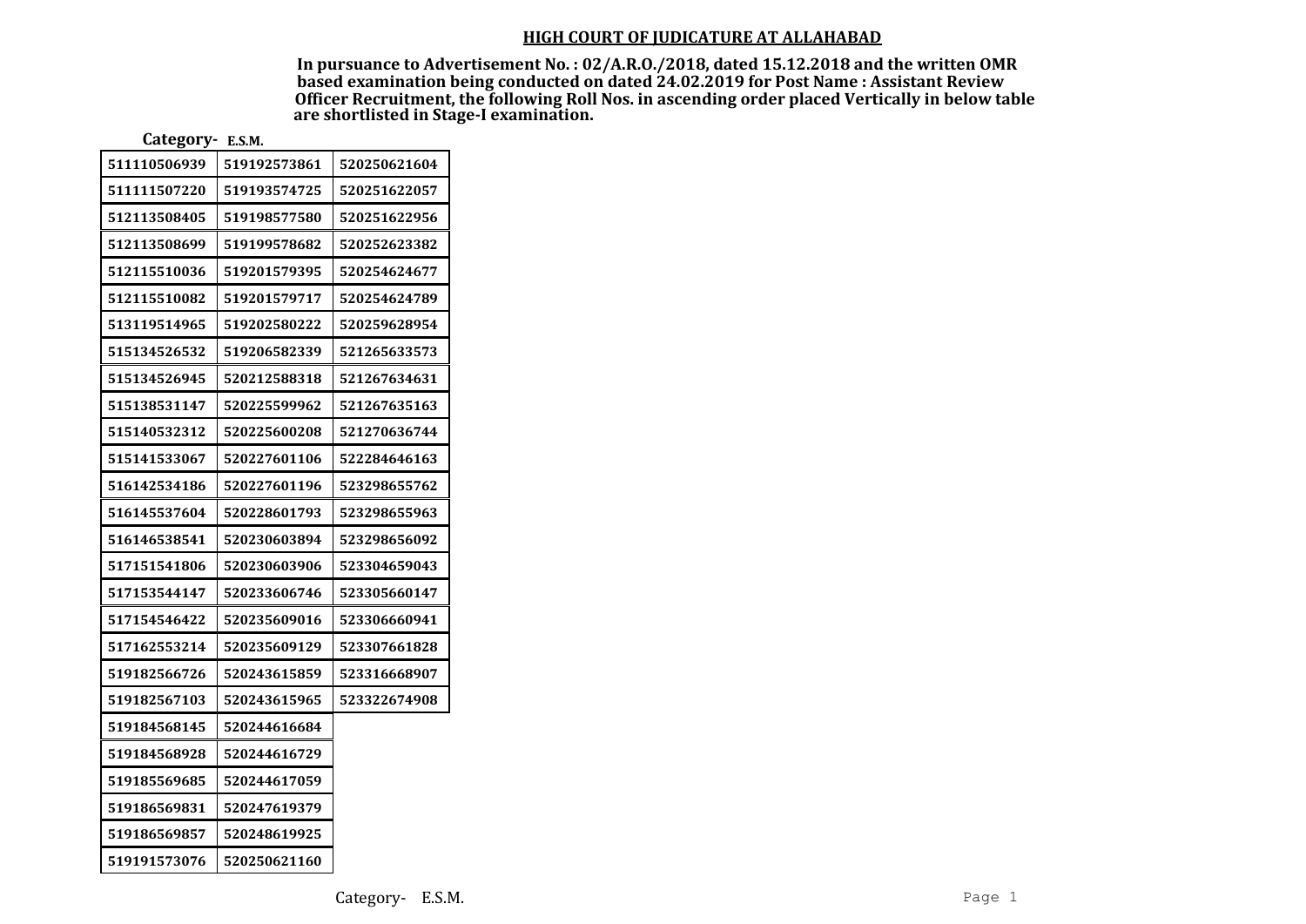**HIGH COURT OF JUDICATURE AT ALLAHABAD**

**In pursuance to Advertisement No. : 02/A.R.O./2018, dated 15.12.2018 and the written OMR based examination being conducted on dated 24.02.2019 for Post Name : Assistant Review Officer Recruitment, the following Roll Nos. in ascending order placed Vertically in below table are shortlisted in Stage-I examination.**

**Category- E.S.M.**

| | | |
|---|---|---|
| 511110506939 | 519192573861 | 520250621604 |
| 511111507220 | 519193574725 | 520251622057 |
| 512113508405 | 519198577580 | 520251622956 |
| 512113508699 | 519199578682 | 520252623382 |
| 512115510036 | 519201579395 | 520254624677 |
| 512115510082 | 519201579717 | 520254624789 |
| 513119514965 | 519202580222 | 520259628954 |
| 515134526532 | 519206582339 | 521265633573 |
| 515134526945 | 520212588318 | 521267634631 |
| 515138531147 | 520225599962 | 521267635163 |
| 515140532312 | 520225600208 | 521270636744 |
| 515141533067 | 520227601106 | 522284646163 |
| 516142534186 | 520227601196 | 523298655762 |
| 516145537604 | 520228601793 | 523298655963 |
| 516146538541 | 520230603894 | 523298656092 |
| 517151541806 | 520230603906 | 523304659043 |
| 517153544147 | 520233606746 | 523305660147 |
| 517154546422 | 520235609016 | 523306660941 |
| 517162553214 | 520235609129 | 523307661828 |
| 519182566726 | 520243615859 | 523316668907 |
| 519182567103 | 520243615965 | 523322674908 |
| 519184568145 | 520244616684 | |
| 519184568928 | 520244616729 | |
| 519185569685 | 520244617059 | |
| 519186569831 | 520247619379 | |
| 519186569857 | 520248619925 | |
| 519191573076 | 520250621160 | |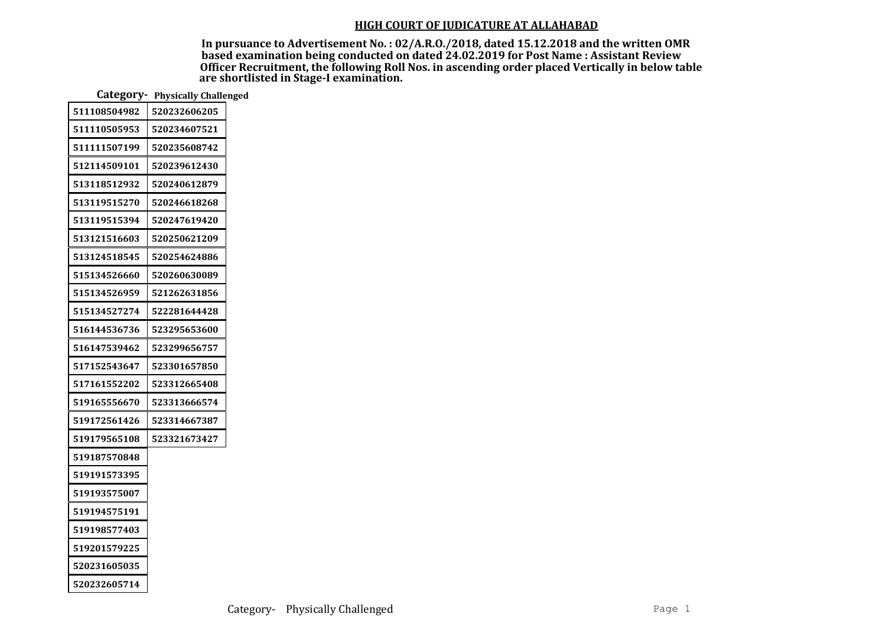## HIGH COURT OF JUDICATURE AT ALLAHABAD

**In pursuance to Advertisement No. : 02/A.R.O./2018, dated 15.12.2018 and the written OMR based examination being conducted on dated 24.02.2019 for Post Name : Assistant Review Officer Recruitment, the following Roll Nos. in ascending order placed Vertically in below table are shortlisted in Stage-I examination.**

**Category- Physically Challenged**

| | |
|---|---|
| 511108504982 | 520232606205 |
| 511110505953 | 520234607521 |
| 511111507199 | 520235608742 |
| 512114509101 | 520239612430 |
| 513118512932 | 520240612879 |
| 513119515270 | 520246618268 |
| 513119515394 | 520247619420 |
| 513121516603 | 520250621209 |
| 513124518545 | 520254624886 |
| 515134526660 | 520260630089 |
| 515134526959 | 521262631856 |
| 515134527274 | 522281644428 |
| 516144536736 | 523295653600 |
| 516147539462 | 523299656757 |
| 517152543647 | 523301657850 |
| 517161552202 | 523312665408 |
| 519165556670 | 523313666574 |
| 519172561426 | 523314667387 |
| 519179565108 | 523321673427 |
| 519187570848 | |
| 519191573395 | |
| 519193575007 | |
| 519194575191 | |
| 519198577403 | |
| 519201579225 | |
| 520231605035 | |
| 520232605714 | |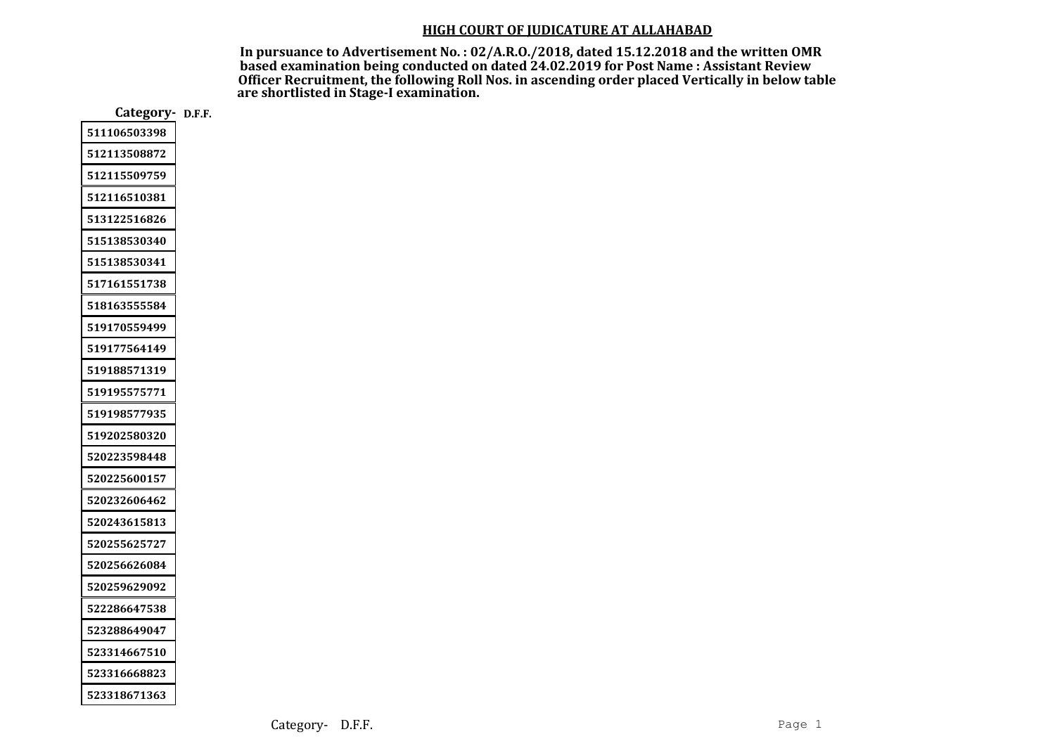## HIGH COURT OF JUDICATURE AT ALLAHABAD

**In pursuance to Advertisement No. : 02/A.R.O./2018, dated 15.12.2018 and the written OMR based examination being conducted on dated 24.02.2019 for Post Name : Assistant Review Officer Recruitment, the following Roll Nos. in ascending order placed Vertically in below table are shortlisted in Stage-I examination.**

**Category- D.F.F.**

| |
|---|
| 511106503398 |
| 512113508872 |
| 512115509759 |
| 512116510381 |
| 513122516826 |
| 515138530340 |
| 515138530341 |
| 517161551738 |
| 518163555584 |
| 519170559499 |
| 519177564149 |
| 519188571319 |
| 519195575771 |
| 519198577935 |
| 519202580320 |
| 520223598448 |
| 520225600157 |
| 520232606462 |
| 520243615813 |
| 520255625727 |
| 520256626084 |
| 520259629092 |
| 522286647538 |
| 523288649047 |
| 523314667510 |
| 523316668823 |
| 523318671363 |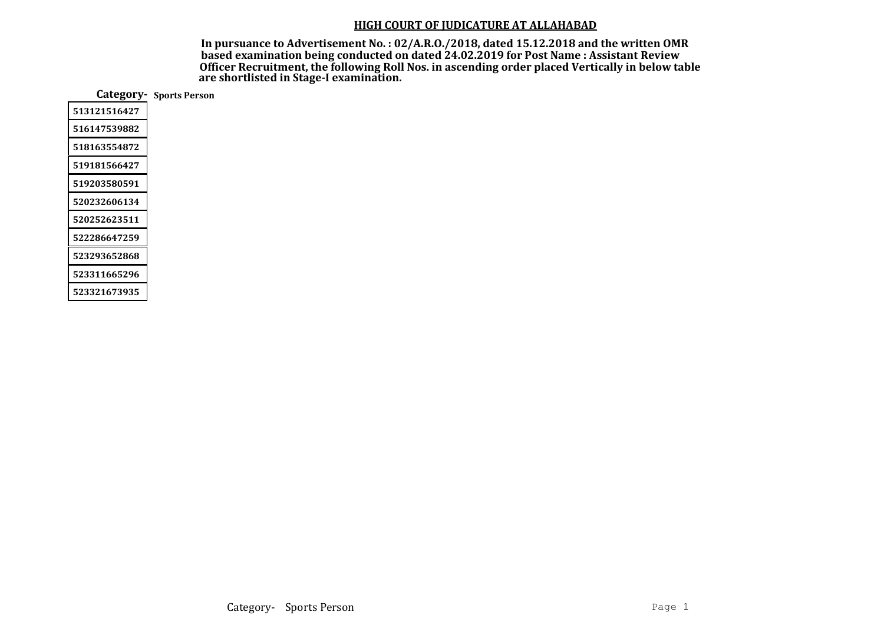## HIGH COURT OF JUDICATURE AT ALLAHABAD

**In pursuance to Advertisement No. : 02/A.R.O./2018, dated 15.12.2018 and the written OMR based examination being conducted on dated 24.02.2019 for Post Name : Assistant Review Officer Recruitment, the following Roll Nos. in ascending order placed Vertically in below table are shortlisted in Stage-I examination.**

**Category- Sports Person**

| |
|---|
| 513121516427 |
| 516147539882 |
| 518163554872 |
| 519181566427 |
| 519203580591 |
| 520232606134 |
| 520252623511 |
| 522286647259 |
| 523293652868 |
| 523311665296 |
| 523321673935 |